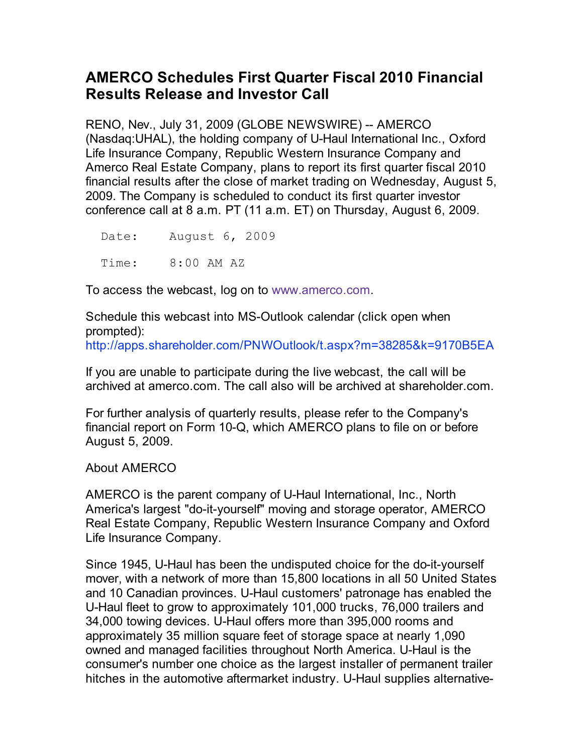# AMERCO Schedules First Quarter Fiscal 2010 Financial Results Release and Investor Call

RENO, Nev., July 31, 2009 (GLOBE NEWSWIRE) -- AMERCO (Nasdaq:UHAL), the holding company of U-Haul International Inc., Oxford Life Insurance Company, Republic Western Insurance Company and Amerco Real Estate Company, plans to report its first quarter fiscal 2010 financial results after the close of market trading on Wednesday, August 5, 2009. The Company is scheduled to conduct its first quarter investor conference call at 8 a.m. PT (11 a.m. ET) on Thursday, August 6, 2009.

```
Date:     August 6, 2009

Time:     8:00 AM AZ
```

To access the webcast, log on to www.amerco.com.

Schedule this webcast into MS-Outlook calendar (click open when prompted):
http://apps.shareholder.com/PNWOutlook/t.aspx?m=38285&k=9170B5EA

If you are unable to participate during the live webcast, the call will be archived at amerco.com. The call also will be archived at shareholder.com.

For further analysis of quarterly results, please refer to the Company's financial report on Form 10-Q, which AMERCO plans to file on or before August 5, 2009.

About AMERCO

AMERCO is the parent company of U-Haul International, Inc., North America's largest "do-it-yourself" moving and storage operator, AMERCO Real Estate Company, Republic Western Insurance Company and Oxford Life Insurance Company.

Since 1945, U-Haul has been the undisputed choice for the do-it-yourself mover, with a network of more than 15,800 locations in all 50 United States and 10 Canadian provinces. U-Haul customers' patronage has enabled the U-Haul fleet to grow to approximately 101,000 trucks, 76,000 trailers and 34,000 towing devices. U-Haul offers more than 395,000 rooms and approximately 35 million square feet of storage space at nearly 1,090 owned and managed facilities throughout North America. U-Haul is the consumer's number one choice as the largest installer of permanent trailer hitches in the automotive aftermarket industry. U-Haul supplies alternative-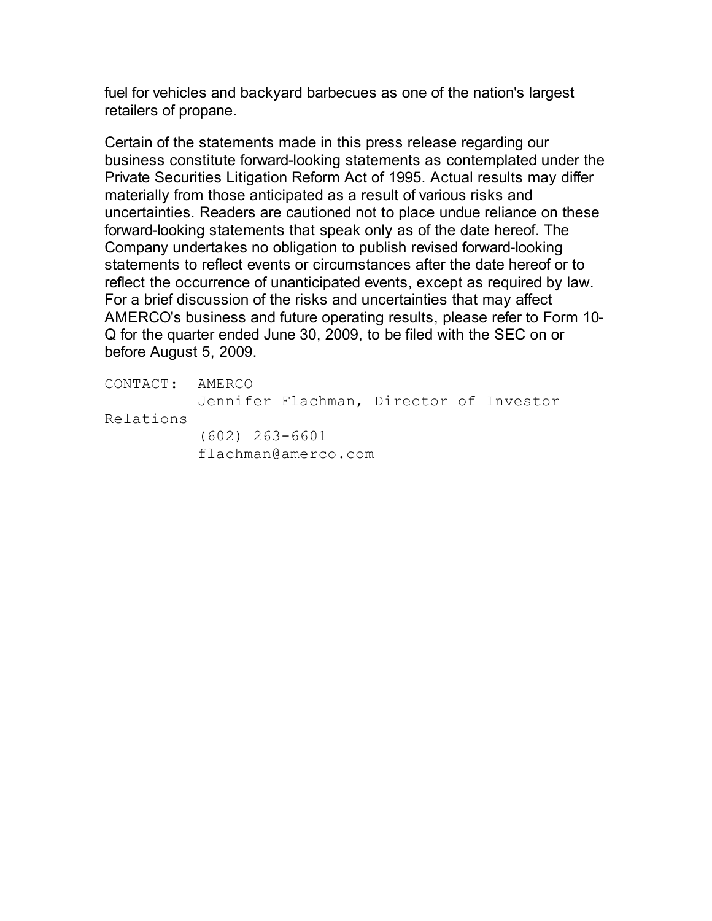fuel for vehicles and backyard barbecues as one of the nation's largest retailers of propane.

Certain of the statements made in this press release regarding our business constitute forward-looking statements as contemplated under the Private Securities Litigation Reform Act of 1995. Actual results may differ materially from those anticipated as a result of various risks and uncertainties. Readers are cautioned not to place undue reliance on these forward-looking statements that speak only as of the date hereof. The Company undertakes no obligation to publish revised forward-looking statements to reflect events or circumstances after the date hereof or to reflect the occurrence of unanticipated events, except as required by law. For a brief discussion of the risks and uncertainties that may affect AMERCO's business and future operating results, please refer to Form 10-Q for the quarter ended June 30, 2009, to be filed with the SEC on or before August 5, 2009.

```
CONTACT:  AMERCO
          Jennifer Flachman, Director of Investor Relations
          (602) 263-6601
          flachman@amerco.com
```